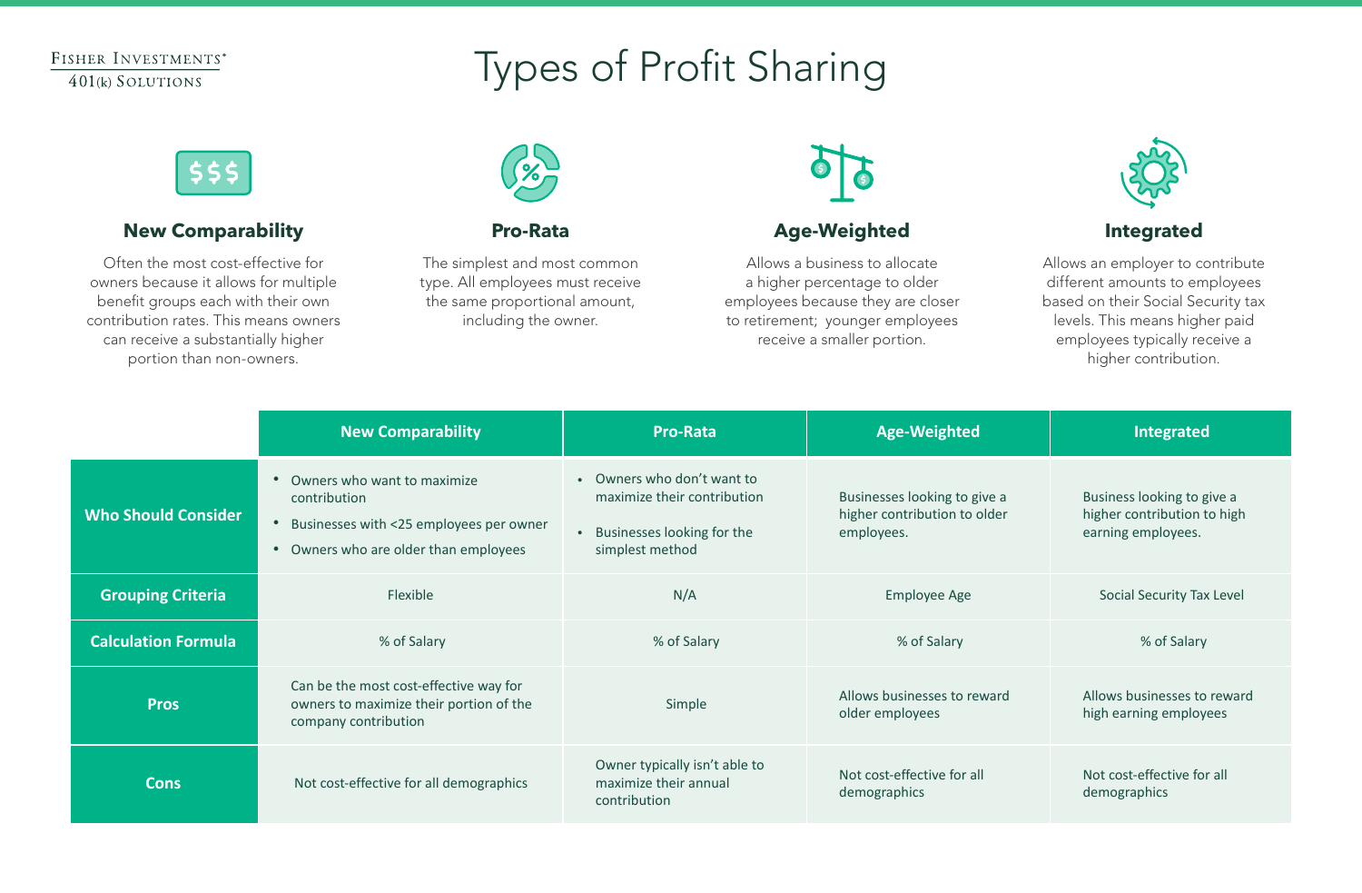Fisher Investments®
401(k) Solutions

# Types of Profit Sharing

## New Comparability

Often the most cost-effective for owners because it allows for multiple benefit groups each with their own contribution rates. This means owners can receive a substantially higher portion than non-owners.

## Pro-Rata

The simplest and most common type. All employees must receive the same proportional amount, including the owner.

## Age-Weighted

Allows a business to allocate a higher percentage to older employees because they are closer to retirement; younger employees receive a smaller portion.

## Integrated

Allows an employer to contribute different amounts to employees based on their Social Security tax levels. This means higher paid employees typically receive a higher contribution.

| | New Comparability | Pro-Rata | Age-Weighted | Integrated |
|---|---|---|---|---|
| **Who Should Consider** | • Owners who want to maximize contribution<br>• Businesses with <25 employees per owner<br>• Owners who are older than employees | • Owners who don't want to maximize their contribution<br>• Businesses looking for the simplest method | Businesses looking to give a higher contribution to older employees. | Business looking to give a higher contribution to high earning employees. |
| **Grouping Criteria** | Flexible | N/A | Employee Age | Social Security Tax Level |
| **Calculation Formula** | % of Salary | % of Salary | % of Salary | % of Salary |
| **Pros** | Can be the most cost-effective way for owners to maximize their portion of the company contribution | Simple | Allows businesses to reward older employees | Allows businesses to reward high earning employees |
| **Cons** | Not cost-effective for all demographics | Owner typically isn't able to maximize their annual contribution | Not cost-effective for all demographics | Not cost-effective for all demographics |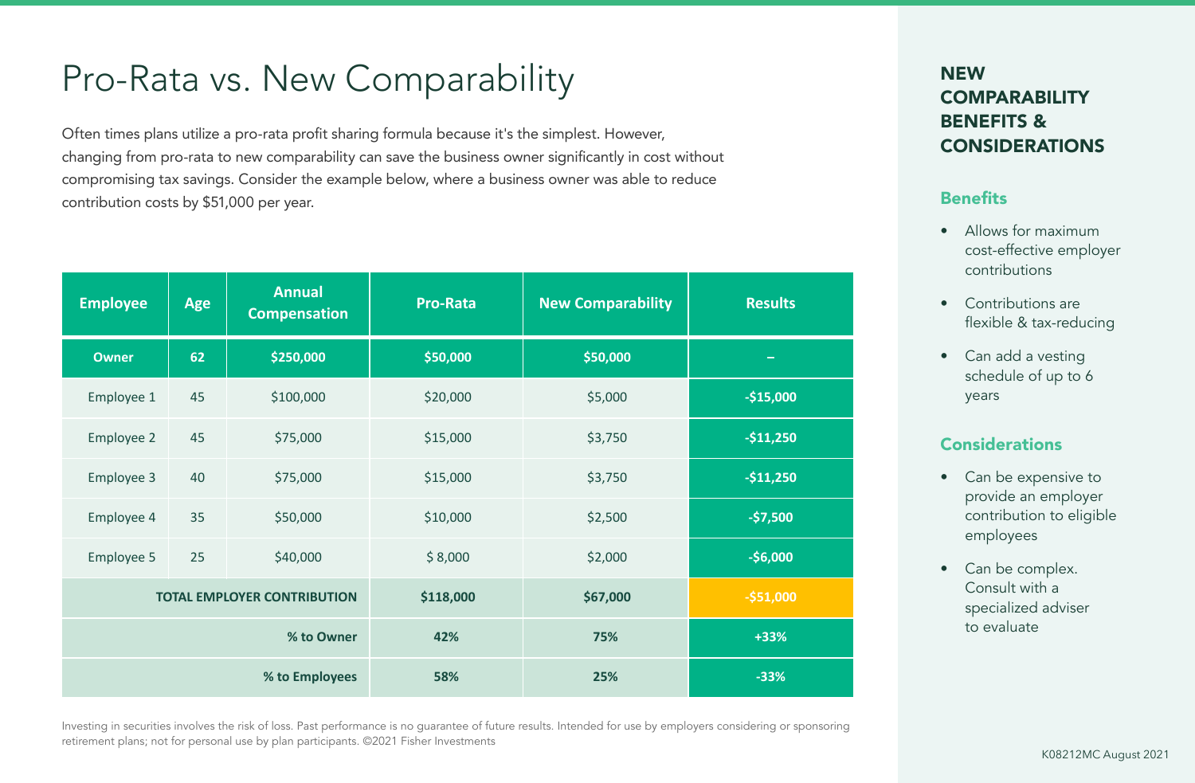# Pro-Rata vs. New Comparability

Often times plans utilize a pro-rata profit sharing formula because it's the simplest. However, changing from pro-rata to new comparability can save the business owner significantly in cost without compromising tax savings. Consider the example below, where a business owner was able to reduce contribution costs by $51,000 per year.

| Employee | Age | Annual Compensation | Pro-Rata | New Comparability | Results |
|---|---|---|---|---|---|
| **Owner** | **62** | **$250,000** | **$50,000** | **$50,000** | **–** |
| Employee 1 | 45 | $100,000 | $20,000 | $5,000 | **-$15,000** |
| Employee 2 | 45 | $75,000 | $15,000 | $3,750 | **-$11,250** |
| Employee 3 | 40 | $75,000 | $15,000 | $3,750 | **-$11,250** |
| Employee 4 | 35 | $50,000 | $10,000 | $2,500 | **-$7,500** |
| Employee 5 | 25 | $40,000 | $ 8,000 | $2,000 | **-$6,000** |
| **TOTAL EMPLOYER CONTRIBUTION** | | | **$118,000** | **$67,000** | **-$51,000** |
| **% to Owner** | | | **42%** | **75%** | **+33%** |
| **% to Employees** | | | **58%** | **25%** | **-33%** |

Investing in securities involves the risk of loss. Past performance is no guarantee of future results. Intended for use by employers considering or sponsoring retirement plans; not for personal use by plan participants. ©2021 Fisher Investments

## NEW COMPARABILITY BENEFITS & CONSIDERATIONS

### Benefits

- Allows for maximum cost-effective employer contributions
- Contributions are flexible & tax-reducing
- Can add a vesting schedule of up to 6 years

### Considerations

- Can be expensive to provide an employer contribution to eligible employees
- Can be complex. Consult with a specialized adviser to evaluate

K08212MC August 2021